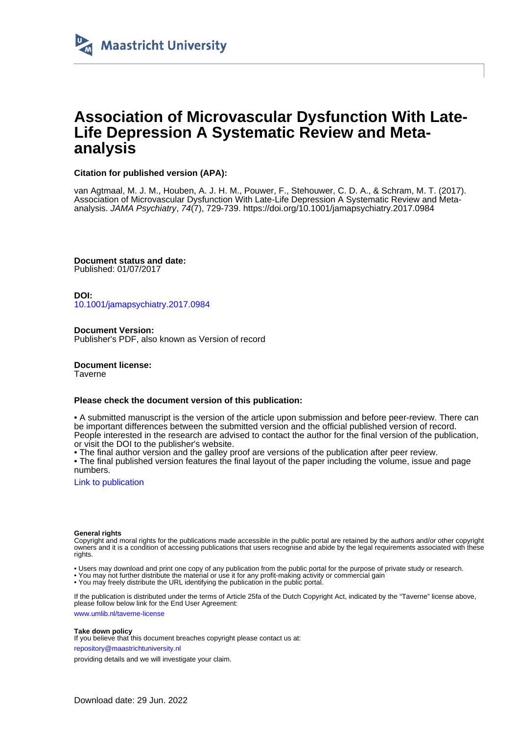Maastricht University

# Association of Microvascular Dysfunction With Late-Life Depression A Systematic Review and Meta-analysis

**Citation for published version (APA):**

van Agtmaal, M. J. M., Houben, A. J. H. M., Pouwer, F., Stehouwer, C. D. A., & Schram, M. T. (2017). Association of Microvascular Dysfunction With Late-Life Depression A Systematic Review and Meta-analysis. *JAMA Psychiatry*, *74*(7), 729-739. https://doi.org/10.1001/jamapsychiatry.2017.0984

**Document status and date:**
Published: 01/07/2017

**DOI:**
10.1001/jamapsychiatry.2017.0984

**Document Version:**
Publisher's PDF, also known as Version of record

**Document license:**
Taverne

**Please check the document version of this publication:**

• A submitted manuscript is the version of the article upon submission and before peer-review. There can be important differences between the submitted version and the official published version of record. People interested in the research are advised to contact the author for the final version of the publication, or visit the DOI to the publisher's website.
• The final author version and the galley proof are versions of the publication after peer review.
• The final published version features the final layout of the paper including the volume, issue and page numbers.

Link to publication

**General rights**
Copyright and moral rights for the publications made accessible in the public portal are retained by the authors and/or other copyright owners and it is a condition of accessing publications that users recognise and abide by the legal requirements associated with these rights.

• Users may download and print one copy of any publication from the public portal for the purpose of private study or research.
• You may not further distribute the material or use it for any profit-making activity or commercial gain
• You may freely distribute the URL identifying the publication in the public portal.

If the publication is distributed under the terms of Article 25fa of the Dutch Copyright Act, indicated by the "Taverne" license above, please follow below link for the End User Agreement:

www.umlib.nl/taverne-license

**Take down policy**
If you believe that this document breaches copyright please contact us at:

repository@maastrichtuniversity.nl

providing details and we will investigate your claim.

Download date: 29 Jun. 2022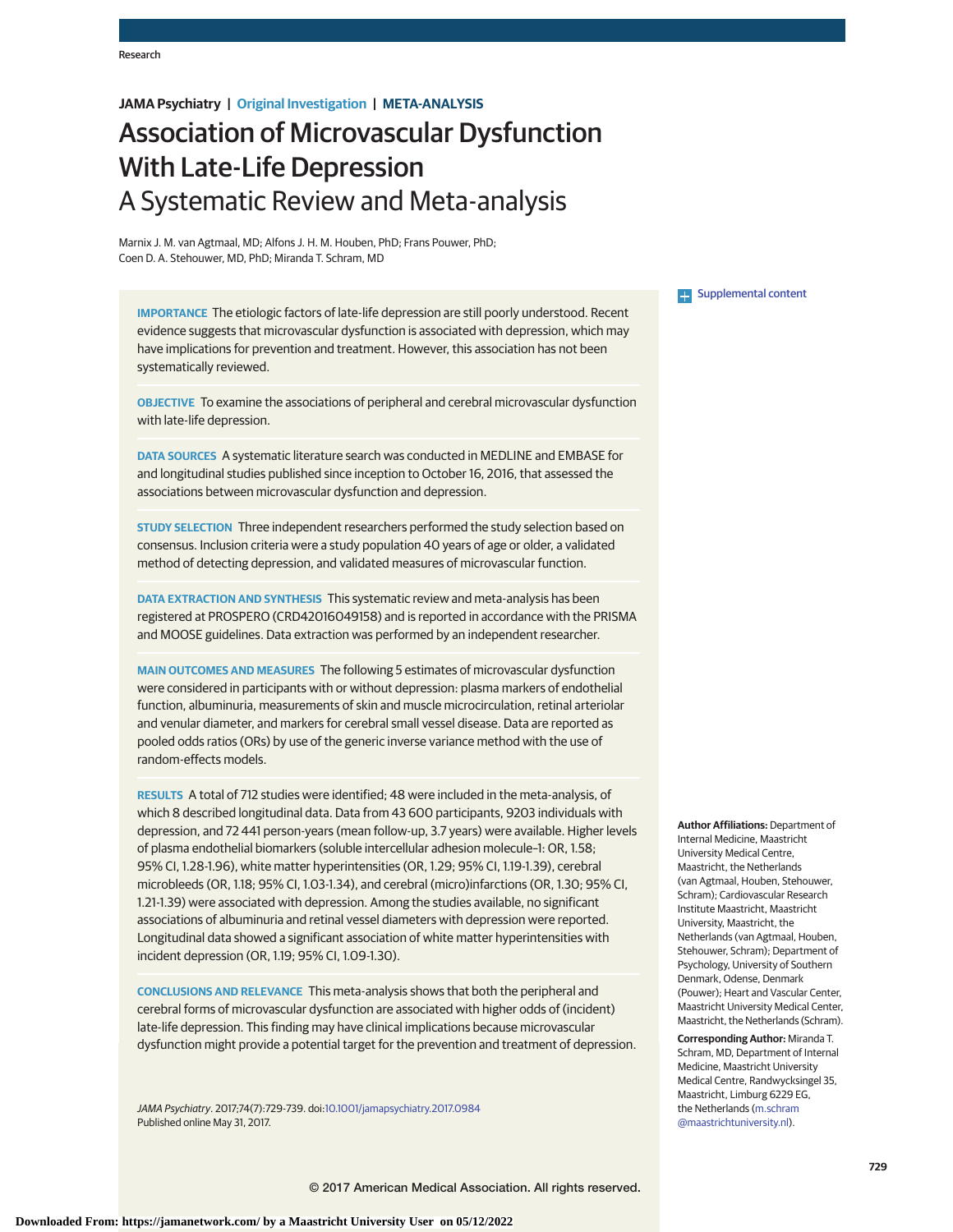# Association of Microvascular Dysfunction With Late-Life Depression

## A Systematic Review and Meta-analysis

Marnix J. M. van Agtmaal, MD; Alfons J. H. M. Houben, PhD; Frans Pouwer, PhD; Coen D. A. Stehouwer, MD, PhD; Miranda T. Schram, MD

Supplemental content

**IMPORTANCE** The etiologic factors of late-life depression are still poorly understood. Recent evidence suggests that microvascular dysfunction is associated with depression, which may have implications for prevention and treatment. However, this association has not been systematically reviewed.

**OBJECTIVE** To examine the associations of peripheral and cerebral microvascular dysfunction with late-life depression.

**DATA SOURCES** A systematic literature search was conducted in MEDLINE and EMBASE for and longitudinal studies published since inception to October 16, 2016, that assessed the associations between microvascular dysfunction and depression.

**STUDY SELECTION** Three independent researchers performed the study selection based on consensus. Inclusion criteria were a study population 40 years of age or older, a validated method of detecting depression, and validated measures of microvascular function.

**DATA EXTRACTION AND SYNTHESIS** This systematic review and meta-analysis has been registered at PROSPERO (CRD42016049158) and is reported in accordance with the PRISMA and MOOSE guidelines. Data extraction was performed by an independent researcher.

**MAIN OUTCOMES AND MEASURES** The following 5 estimates of microvascular dysfunction were considered in participants with or without depression: plasma markers of endothelial function, albuminuria, measurements of skin and muscle microcirculation, retinal arteriolar and venular diameter, and markers for cerebral small vessel disease. Data are reported as pooled odds ratios (ORs) by use of the generic inverse variance method with the use of random-effects models.

**RESULTS** A total of 712 studies were identified; 48 were included in the meta-analysis, of which 8 described longitudinal data. Data from 43 600 participants, 9203 individuals with depression, and 72 441 person-years (mean follow-up, 3.7 years) were available. Higher levels of plasma endothelial biomarkers (soluble intercellular adhesion molecule–1: OR, 1.58; 95% CI, 1.28-1.96), white matter hyperintensities (OR, 1.29; 95% CI, 1.19-1.39), cerebral microbleeds (OR, 1.18; 95% CI, 1.03-1.34), and cerebral (micro)infarctions (OR, 1.30; 95% CI, 1.21-1.39) were associated with depression. Among the studies available, no significant associations of albuminuria and retinal vessel diameters with depression were reported. Longitudinal data showed a significant association of white matter hyperintensities with incident depression (OR, 1.19; 95% CI, 1.09-1.30).

**CONCLUSIONS AND RELEVANCE** This meta-analysis shows that both the peripheral and cerebral forms of microvascular dysfunction are associated with higher odds of (incident) late-life depression. This finding may have clinical implications because microvascular dysfunction might provide a potential target for the prevention and treatment of depression.

*JAMA Psychiatry*. 2017;74(7):729-739. doi:10.1001/jamapsychiatry.2017.0984
Published online May 31, 2017.

**Author Affiliations:** Department of Internal Medicine, Maastricht University Medical Centre, Maastricht, the Netherlands (van Agtmaal, Houben, Stehouwer, Schram); Cardiovascular Research Institute Maastricht, Maastricht University, Maastricht, the Netherlands (van Agtmaal, Houben, Stehouwer, Schram); Department of Psychology, University of Southern Denmark, Odense, Denmark (Pouwer); Heart and Vascular Center, Maastricht University Medical Center, Maastricht, the Netherlands (Schram).

**Corresponding Author:** Miranda T. Schram, MD, Department of Internal Medicine, Maastricht University Medical Centre, Randwycksingel 35, Maastricht, Limburg 6229 EG, the Netherlands (m.schram@maastrichtuniversity.nl).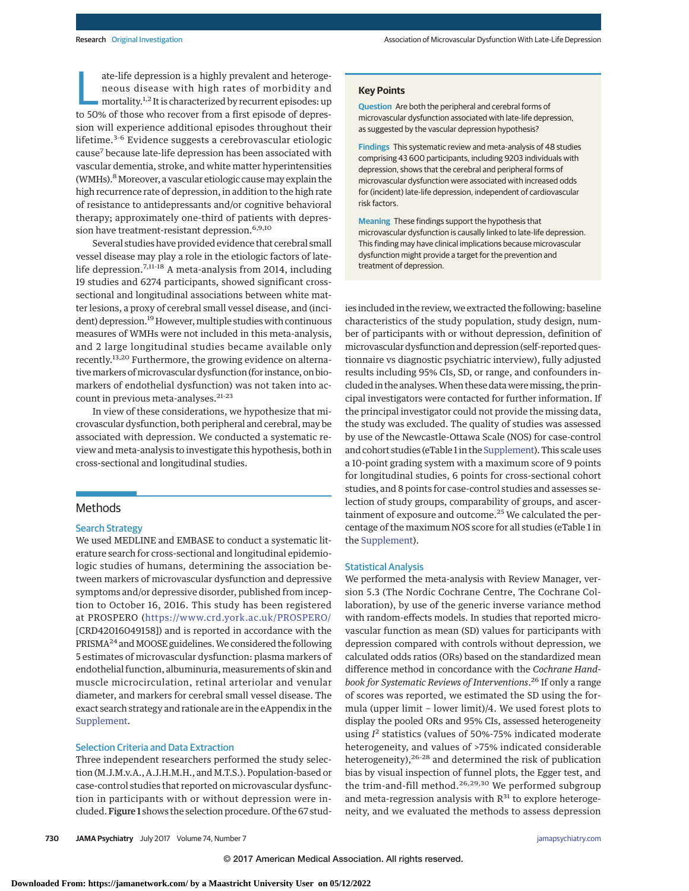Late-life depression is a highly prevalent and heterogeneous disease with high rates of morbidity and mortality.[1,2] It is characterized by recurrent episodes: up to 50% of those who recover from a first episode of depression will experience additional episodes throughout their lifetime.[3-6] Evidence suggests a cerebrovascular etiologic cause[7] because late-life depression has been associated with vascular dementia, stroke, and white matter hyperintensities (WMHs).[8] Moreover, a vascular etiologic cause may explain the high recurrence rate of depression, in addition to the high rate of resistance to antidepressants and/or cognitive behavioral therapy; approximately one-third of patients with depression have treatment-resistant depression.[6,9,10]

Several studies have provided evidence that cerebral small vessel disease may play a role in the etiologic factors of late-life depression.[7,11-18] A meta-analysis from 2014, including 19 studies and 6274 participants, showed significant cross-sectional and longitudinal associations between white matter lesions, a proxy of cerebral small vessel disease, and (incident) depression.[19] However, multiple studies with continuous measures of WMHs were not included in this meta-analysis, and 2 large longitudinal studies became available only recently.[13,20] Furthermore, the growing evidence on alternative markers of microvascular dysfunction (for instance, on biomarkers of endothelial dysfunction) was not taken into account in previous meta-analyses.[21-23]

In view of these considerations, we hypothesize that microvascular dysfunction, both peripheral and cerebral, may be associated with depression. We conducted a systematic review and meta-analysis to investigate this hypothesis, both in cross-sectional and longitudinal studies.

## Key Points

**Question** Are both the peripheral and cerebral forms of microvascular dysfunction associated with late-life depression, as suggested by the vascular depression hypothesis?

**Findings** This systematic review and meta-analysis of 48 studies comprising 43 600 participants, including 9203 individuals with depression, shows that the cerebral and peripheral forms of microvascular dysfunction were associated with increased odds for (incident) late-life depression, independent of cardiovascular risk factors.

**Meaning** These findings support the hypothesis that microvascular dysfunction is causally linked to late-life depression. This finding may have clinical implications because microvascular dysfunction might provide a target for the prevention and treatment of depression.

## Methods

### Search Strategy

We used MEDLINE and EMBASE to conduct a systematic literature search for cross-sectional and longitudinal epidemiologic studies of humans, determining the association between markers of microvascular dysfunction and depressive symptoms and/or depressive disorder, published from inception to October 16, 2016. This study has been registered at PROSPERO (https://www.crd.york.ac.uk/PROSPERO/ [CRD42016049158]) and is reported in accordance with the PRISMA[24] and MOOSE guidelines. We considered the following 5 estimates of microvascular dysfunction: plasma markers of endothelial function, albuminuria, measurements of skin and muscle microcirculation, retinal arteriolar and venular diameter, and markers for cerebral small vessel disease. The exact search strategy and rationale are in the eAppendix in the Supplement.

### Selection Criteria and Data Extraction

Three independent researchers performed the study selection (M.J.M.v.A., A.J.H.M.H., and M.T.S.). Population-based or case-control studies that reported on microvascular dysfunction in participants with or without depression were included. **Figure 1** shows the selection procedure. Of the 67 studies included in the review, we extracted the following: baseline characteristics of the study population, study design, number of participants with or without depression, definition of microvascular dysfunction and depression (self-reported questionnaire vs diagnostic psychiatric interview), fully adjusted results including 95% CIs, SD, or range, and confounders included in the analyses. When these data were missing, the principal investigators were contacted for further information. If the principal investigator could not provide the missing data, the study was excluded. The quality of studies was assessed by use of the Newcastle-Ottawa Scale (NOS) for case-control and cohort studies (eTable 1 in the Supplement). This scale uses a 10-point grading system with a maximum score of 9 points for longitudinal studies, 6 points for cross-sectional cohort studies, and 8 points for case-control studies and assesses selection of study groups, comparability of groups, and ascertainment of exposure and outcome.[25] We calculated the percentage of the maximum NOS score for all studies (eTable 1 in the Supplement).

### Statistical Analysis

We performed the meta-analysis with Review Manager, version 5.3 (The Nordic Cochrane Centre, The Cochrane Collaboration), by use of the generic inverse variance method with random-effects models. In studies that reported microvascular function as mean (SD) values for participants with depression compared with controls without depression, we calculated odds ratios (ORs) based on the standardized mean difference method in concordance with the *Cochrane Handbook for Systematic Reviews of Interventions*.[26] If only a range of scores was reported, we estimated the SD using the formula (upper limit − lower limit)/4. We used forest plots to display the pooled ORs and 95% CIs, assessed heterogeneity using $I^2$ statistics (values of 50%-75% indicated moderate heterogeneity, and values of >75% indicated considerable heterogeneity),[26-28] and determined the risk of publication bias by visual inspection of funnel plots, the Egger test, and the trim-and-fill method.[26,29,30] We performed subgroup and meta-regression analysis with R[31] to explore heterogeneity, and we evaluated the methods to assess depression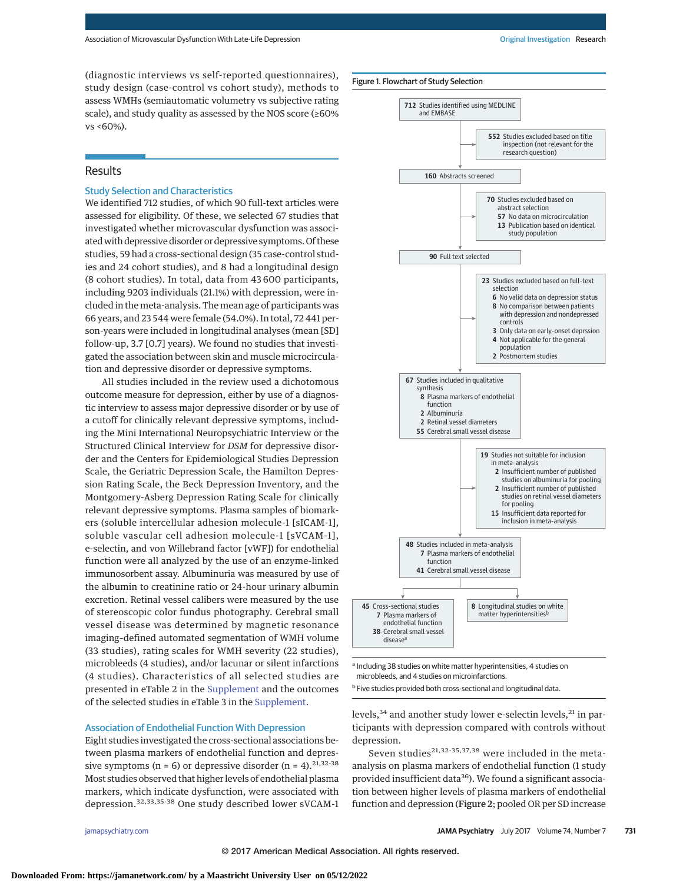(diagnostic interviews vs self-reported questionnaires), study design (case-control vs cohort study), methods to assess WMHs (semiautomatic volumetry vs subjective rating scale), and study quality as assessed by the NOS score (≥60% vs <60%).

## Results

### Study Selection and Characteristics

We identified 712 studies, of which 90 full-text articles were assessed for eligibility. Of these, we selected 67 studies that investigated whether microvascular dysfunction was associated with depressive disorder or depressive symptoms. Of these studies, 59 had a cross-sectional design (35 case-control studies and 24 cohort studies), and 8 had a longitudinal design (8 cohort studies). In total, data from 43 600 participants, including 9203 individuals (21.1%) with depression, were included in the meta-analysis. The mean age of participants was 66 years, and 23 544 were female (54.0%). In total, 72 441 person-years were included in longitudinal analyses (mean [SD] follow-up, 3.7 [0.7] years). We found no studies that investigated the association between skin and muscle microcirculation and depressive disorder or depressive symptoms.

All studies included in the review used a dichotomous outcome measure for depression, either by use of a diagnostic interview to assess major depressive disorder or by use of a cutoff for clinically relevant depressive symptoms, including the Mini International Neuropsychiatric Interview or the Structured Clinical Interview for *DSM* for depressive disorder and the Centers for Epidemiological Studies Depression Scale, the Geriatric Depression Scale, the Hamilton Depression Rating Scale, the Beck Depression Inventory, and the Montgomery-Asberg Depression Rating Scale for clinically relevant depressive symptoms. Plasma samples of biomarkers (soluble intercellular adhesion molecule-1 [sICAM-1], soluble vascular cell adhesion molecule-1 [sVCAM-1], e-selectin, and von Willebrand factor [vWF]) for endothelial function were all analyzed by the use of an enzyme-linked immunosorbent assay. Albuminuria was measured by use of the albumin to creatinine ratio or 24-hour urinary albumin excretion. Retinal vessel calibers were measured by the use of stereoscopic color fundus photography. Cerebral small vessel disease was determined by magnetic resonance imaging–defined automated segmentation of WMH volume (33 studies), rating scales for WMH severity (22 studies), microbleeds (4 studies), and/or lacunar or silent infarctions (4 studies). Characteristics of all selected studies are presented in eTable 2 in the Supplement and the outcomes of the selected studies in eTable 3 in the Supplement.

### Association of Endothelial Function With Depression

Eight studies investigated the cross-sectional associations between plasma markers of endothelial function and depressive symptoms (n = 6) or depressive disorder (n = 4).[21,32-38] Most studies observed that higher levels of endothelial plasma markers, which indicate dysfunction, were associated with depression.[32,33,35-38] One study described lower sVCAM-1 levels,[34] and another study lower e-selectin levels,[21] in participants with depression compared with controls without depression.

Seven studies[21,32-35,37,38] were included in the meta-analysis on plasma markers of endothelial function (1 study provided insufficient data[36]). We found a significant association between higher levels of plasma markers of endothelial function and depression (Figure 2; pooled OR per SD increase

Figure 1. Flowchart of Study Selection

- **712** Studies identified using MEDLINE and EMBASE
  - → **552** Studies excluded based on title inspection (not relevant for the research question)
- **160** Abstracts screened
  - → **70** Studies excluded based on abstract selection
    - **57** No data on microcirculation
    - **13** Publication based on identical study population
- **90** Full text selected
  - → **23** Studies excluded based on full-text selection
    - **6** No valid data on depression status
    - **8** No comparison between patients with depression and nondepressed controls
    - **3** Only data on early-onset deprssion
    - **4** Not applicable for the general population
    - **2** Postmortem studies
- **67** Studies included in qualitative synthesis
  - **8** Plasma markers of endothelial function
  - **2** Albuminuria
  - **2** Retinal vessel diameters
  - **55** Cerebral small vessel disease
  - → **19** Studies not suitable for inclusion in meta-analysis
    - **2** Insufficient number of published studies on albuminuria for pooling
    - **2** Insufficient number of published studies on retinal vessel diameters for pooling
    - **15** Insufficient data reported for inclusion in meta-analysis
- **48** Studies included in meta-analysis
  - **7** Plasma markers of endothelial function
  - **41** Cerebral small vessel disease
- **45** Cross-sectional studies
  - **7** Plasma markers of endothelial function
  - **38** Cerebral small vessel disease[a]
- **8** Longitudinal studies on white matter hyperintensities[b]

[a] Including 38 studies on white matter hyperintensities, 4 studies on microbleeds, and 4 studies on microinfarctions.

[b] Five studies provided both cross-sectional and longitudinal data.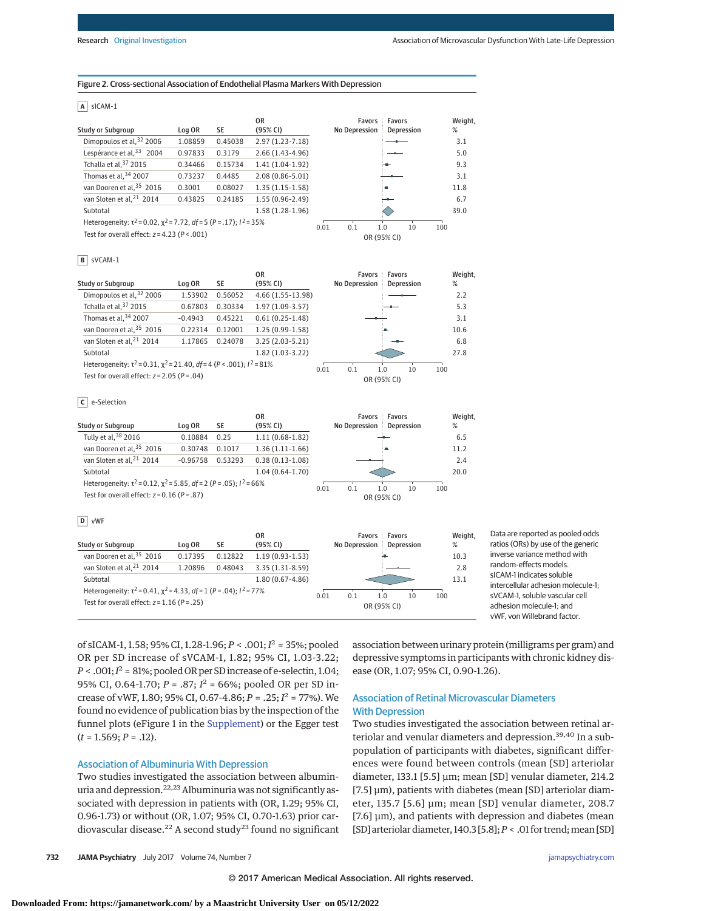Figure 2. Cross-sectional Association of Endothelial Plasma Markers With Depression

**A** sICAM-1

| Study or Subgroup | Log OR | SE | OR (95% CI) | Weight, % |
|---|---|---|---|---|
| Dimopoulos et al,[32] 2006 | 1.08859 | 0.45038 | 2.97 (1.23-7.18) | 3.1 |
| Lespérance et al,[33] 2004 | 0.97833 | 0.3179 | 2.66 (1.43-4.96) | 5.0 |
| Tchalla et al,[37] 2015 | 0.34466 | 0.15734 | 1.41 (1.04-1.92) | 9.3 |
| Thomas et al,[34] 2007 | 0.73237 | 0.4485 | 2.08 (0.86-5.01) | 3.1 |
| van Dooren et al,[35] 2016 | 0.3001 | 0.08027 | 1.35 (1.15-1.58) | 11.8 |
| van Sloten et al,[21] 2014 | 0.43825 | 0.24185 | 1.55 (0.96-2.49) | 6.7 |
| Subtotal | | | 1.58 (1.28-1.96) | 39.0 |

Heterogeneity: $\tau^2$ = 0.02, $\chi^2$ = 7.72, *df* = 5 (*P* = .17); $I^2$ = 35%
Test for overall effect: *z* = 4.23 (*P* < .001)

**B** sVCAM-1

| Study or Subgroup | Log OR | SE | OR (95% CI) | Weight, % |
|---|---|---|---|---|
| Dimopoulos et al,[32] 2006 | 1.53902 | 0.56052 | 4.66 (1.55-13.98) | 2.2 |
| Tchalla et al,[37] 2015 | 0.67803 | 0.30334 | 1.97 (1.09-3.57) | 5.3 |
| Thomas et al,[34] 2007 | -0.4943 | 0.45221 | 0.61 (0.25-1.48) | 3.1 |
| van Dooren et al,[35] 2016 | 0.22314 | 0.12001 | 1.25 (0.99-1.58) | 10.6 |
| van Sloten et al,[21] 2014 | 1.17865 | 0.24078 | 3.25 (2.03-5.21) | 6.8 |
| Subtotal | | | 1.82 (1.03-3.22) | 27.8 |

Heterogeneity: $\tau^2$ = 0.31, $\chi^2$ = 21.40, *df* = 4 (*P* < .001); $I^2$ = 81%
Test for overall effect: *z* = 2.05 (*P* = .04)

**C** e-Selection

| Study or Subgroup | Log OR | SE | OR (95% CI) | Weight, % |
|---|---|---|---|---|
| Tully et al,[38] 2016 | 0.10884 | 0.25 | 1.11 (0.68-1.82) | 6.5 |
| van Dooren et al,[35] 2016 | 0.30748 | 0.1017 | 1.36 (1.11-1.66) | 11.2 |
| van Sloten et al,[21] 2014 | -0.96758 | 0.53293 | 0.38 (0.13-1.08) | 2.4 |
| Subtotal | | | 1.04 (0.64-1.70) | 20.0 |

Heterogeneity: $\tau^2$ = 0.12, $\chi^2$ = 5.85, *df* = 2 (*P* = .05); $I^2$ = 66%
Test for overall effect: *z* = 0.16 (*P* = .87)

**D** vWF

| Study or Subgroup | Log OR | SE | OR (95% CI) | Weight, % |
|---|---|---|---|---|
| van Dooren et al,[35] 2016 | 0.17395 | 0.12822 | 1.19 (0.93-1.53) | 10.3 |
| van Sloten et al,[21] 2014 | 1.20896 | 0.48043 | 3.35 (1.31-8.59) | 2.8 |
| Subtotal | | | 1.80 (0.67-4.86) | 13.1 |

Heterogeneity: $\tau^2$ = 0.41, $\chi^2$ = 4.33, *df* = 1 (*P* = .04); $I^2$ = 77%
Test for overall effect: *z* = 1.16 (*P* = .25)

(Forest plots: x-axis OR (95% CI), 0.01 to 100; left "Favors No Depression", right "Favors Depression".)

Data are reported as pooled odds ratios (ORs) by use of the generic inverse variance method with random-effects models. sICAM-1 indicates soluble intercellular adhesion molecule-1; sVCAM-1, soluble vascular cell adhesion molecule-1; and vWF, von Willebrand factor.

of sICAM-1, 1.58; 95% CI, 1.28-1.96; *P* < .001; $I^2$ = 35%; pooled OR per SD increase of sVCAM-1, 1.82; 95% CI, 1.03-3.22; *P* < .001; $I^2$ = 81%; pooled OR per SD increase of e-selectin, 1.04; 95% CI, 0.64-1.70; *P* = .87; $I^2$ = 66%; pooled OR per SD increase of vWF, 1.80; 95% CI, 0.67-4.86; *P* = .25; $I^2$ = 77%). We found no evidence of publication bias by the inspection of the funnel plots (eFigure 1 in the Supplement) or the Egger test (*t* = 1.569; *P* = .12).

## Association of Albuminuria With Depression

Two studies investigated the association between albuminuria and depression.[22,23] Albuminuria was not significantly associated with depression in patients with (OR, 1.29; 95% CI, 0.96-1.73) or without (OR, 1.07; 95% CI, 0.70-1.63) prior cardiovascular disease.[22] A second study[23] found no significant association between urinary protein (milligrams per gram) and depressive symptoms in participants with chronic kidney disease (OR, 1.07; 95% CI, 0.90-1.26).

## Association of Retinal Microvascular Diameters With Depression

Two studies investigated the association between retinal arteriolar and venular diameters and depression.[39,40] In a subpopulation of participants with diabetes, significant differences were found between controls (mean [SD] arteriolar diameter, 133.1 [5.5] µm; mean [SD] venular diameter, 214.2 [7.5] µm), patients with diabetes (mean [SD] arteriolar diameter, 135.7 [5.6] µm; mean [SD] venular diameter, 208.7 [7.6] µm), and patients with depression and diabetes (mean [SD] arteriolar diameter, 140.3 [5.8]; *P* < .01 for trend; mean [SD]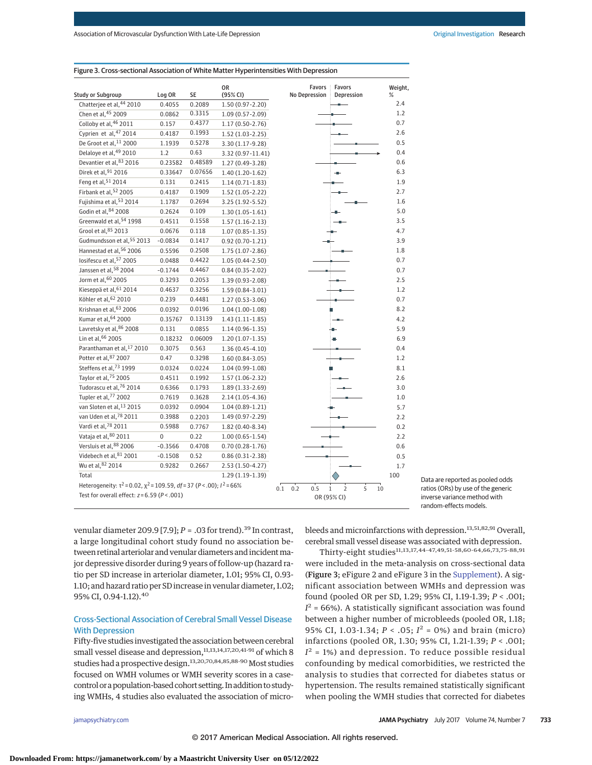Figure 3. Cross-sectional Association of White Matter Hyperintensities With Depression

| Study or Subgroup | Log OR | SE | OR (95% CI) | Weight, % |
|---|---|---|---|---|
| Chatterjee et al,[44] 2010 | 0.4055 | 0.2089 | 1.50 (0.97-2.20) | 2.4 |
| Chen et al,[45] 2009 | 0.0862 | 0.3315 | 1.09 (0.57-2.09) | 1.2 |
| Colloby et al,[46] 2011 | 0.157 | 0.4377 | 1.17 (0.50-2.76) | 0.7 |
| Cyprien et al,[47] 2014 | 0.4187 | 0.1993 | 1.52 (1.03-2.25) | 2.6 |
| De Groot et al,[11] 2000 | 1.1939 | 0.5278 | 3.30 (1.17-9.28) | 0.5 |
| Delaloye et al,[49] 2010 | 1.2 | 0.63 | 3.32 (0.97-11.41) | 0.4 |
| Devantier et al,[83] 2016 | 0.23582 | 0.48589 | 1.27 (0.49-3.28) | 0.6 |
| Direk et al,[91] 2016 | 0.33647 | 0.07656 | 1.40 (1.20-1.62) | 6.3 |
| Feng et al,[51] 2014 | 0.131 | 0.2415 | 1.14 (0.71-1.83) | 1.9 |
| Firbank et al,[52] 2005 | 0.4187 | 0.1909 | 1.52 (1.05-2.22) | 2.7 |
| Fujishima et al,[53] 2014 | 1.1787 | 0.2694 | 3.25 (1.92-5.52) | 1.6 |
| Godin et al,[84] 2008 | 0.2624 | 0.109 | 1.30 (1.05-1.61) | 5.0 |
| Greenwald et al,[54] 1998 | 0.4511 | 0.1558 | 1.57 (1.16-2.13) | 3.5 |
| Grool et al,[85] 2013 | 0.0676 | 0.118 | 1.07 (0.85-1.35) | 4.7 |
| Gudmundsson et al,[55] 2013 | -0.0834 | 0.1417 | 0.92 (0.70-1.21) | 3.9 |
| Hannestad et al,[56] 2006 | 0.5596 | 0.2508 | 1.75 (1.07-2.86) | 1.8 |
| Iosifescu et al,[57] 2005 | 0.0488 | 0.4422 | 1.05 (0.44-2.50) | 0.7 |
| Janssen et al,[58] 2004 | -0.1744 | 0.4467 | 0.84 (0.35-2.02) | 0.7 |
| Jorm et al,[60] 2005 | 0.3293 | 0.2053 | 1.39 (0.93-2.08) | 2.5 |
| Kieseppä et al,[61] 2014 | 0.4637 | 0.3256 | 1.59 (0.84-3.01) | 1.2 |
| Köhler et al,[62] 2010 | 0.239 | 0.4481 | 1.27 (0.53-3.06) | 0.7 |
| Krishnan et al,[63] 2006 | 0.0392 | 0.0196 | 1.04 (1.00-1.08) | 8.2 |
| Kumar et al,[64] 2000 | 0.35767 | 0.13139 | 1.43 (1.11-1.85) | 4.2 |
| Lavretsky et al,[86] 2008 | 0.131 | 0.0855 | 1.14 (0.96-1.35) | 5.9 |
| Lin et al,[66] 2005 | 0.18232 | 0.06009 | 1.20 (1.07-1.35) | 6.9 |
| Paranthaman et al,[17] 2010 | 0.3075 | 0.563 | 1.36 (0.45-4.10) | 0.4 |
| Potter et al,[87] 2007 | 0.47 | 0.3298 | 1.60 (0.84-3.05) | 1.2 |
| Steffens et al,[73] 1999 | 0.0324 | 0.0224 | 1.04 (0.99-1.08) | 8.1 |
| Taylor et al,[75] 2005 | 0.4511 | 0.1992 | 1.57 (1.06-2.32) | 2.6 |
| Tudorascu et al,[76] 2014 | 0.6366 | 0.1793 | 1.89 (1.33-2.69) | 3.0 |
| Tupler et al,[77] 2002 | 0.7619 | 0.3628 | 2.14 (1.05-4.36) | 1.0 |
| van Sloten et al,[13] 2015 | 0.0392 | 0.0904 | 1.04 (0.89-1.21) | 5.7 |
| van Uden et al,[78] 2011 | 0.3988 | 0.2203 | 1.49 (0.97-2.29) | 2.2 |
| Vardi et al,[78] 2011 | 0.5988 | 0.7767 | 1.82 (0.40-8.34) | 0.2 |
| Vataja et al,[80] 2011 | 0 | 0.22 | 1.00 (0.65-1.54) | 2.2 |
| Versluis et al,[88] 2006 | -0.3566 | 0.4708 | 0.70 (0.28-1.76) | 0.6 |
| Videbech et al,[81] 2001 | -0.1508 | 0.52 | 0.86 (0.31-2.38) | 0.5 |
| Wu et al,[82] 2014 | 0.9282 | 0.2667 | 2.53 (1.50-4.27) | 1.7 |
| Total | | | 1.29 (1.19-1.39) | 100 |

Heterogeneity: $\tau^2 = 0.02$, $\chi^2 = 109.59$, $df = 37$ ($P < .00$); $I^2 = 66\%$

Test for overall effect: $z = 6.59$ ($P < .001$)

Forest plot axis: OR (95% CI), 0.1 to 10; Favors No Depression / Favors Depression.

Data are reported as pooled odds ratios (ORs) by use of the generic inverse variance method with random-effects models.

venular diameter 209.9 [7.9]; $P = .03$ for trend).[39] In contrast, a large longitudinal cohort study found no association between retinal arteriolar and venular diameters and incident major depressive disorder during 9 years of follow-up (hazard ratio per SD increase in arteriolar diameter, 1.01; 95% CI, 0.93-1.10; and hazard ratio per SD increase in venular diameter, 1.02; 95% CI, 0.94-1.12).[40]

## Cross-Sectional Association of Cerebral Small Vessel Disease With Depression

Fifty-five studies investigated the association between cerebral small vessel disease and depression,[11,13,14,17,20,41-91] of which 8 studies had a prospective design.[13,20,70,84,85,88-90] Most studies focused on WMH volumes or WMH severity scores in a case-control or a population-based cohort setting. In addition to studying WMHs, 4 studies also evaluated the association of microbleeds and microinfarctions with depression.[13,51,82,91] Overall, cerebral small vessel disease was associated with depression.

Thirty-eight studies[11,13,17,44-47,49,51-58,60-64,66,73,75-88,91] were included in the meta-analysis on cross-sectional data (**Figure 3**; eFigure 2 and eFigure 3 in the Supplement). A significant association between WMHs and depression was found (pooled OR per SD, 1.29; 95% CI, 1.19-1.39; $P < .001$; $I^2 = 66\%$). A statistically significant association was found between a higher number of microbleeds (pooled OR, 1.18; 95% CI, 1.03-1.34; $P < .05$; $I^2 = 0\%$) and brain infarctions (pooled OR, 1.30; 95% CI, 1.21-1.39; $P < .001$; $I^2 = 1\%$) and depression. To reduce possible residual confounding by medical comorbidities, we restricted the analysis to studies that corrected for diabetes status or hypertension. The results remained statistically significant when pooling the WMH studies that corrected for diabetes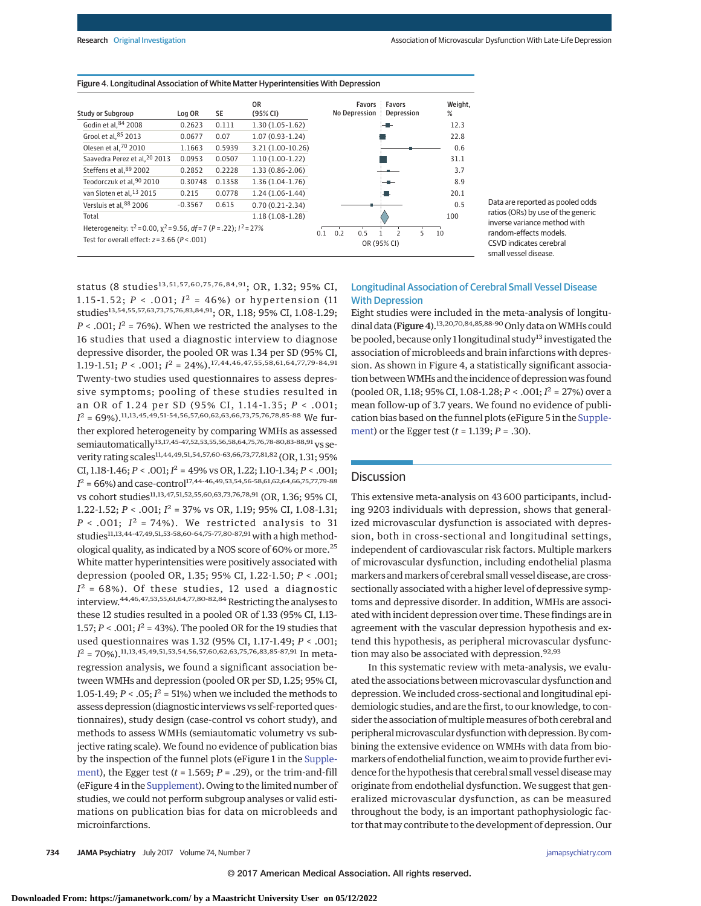Figure 4. Longitudinal Association of White Matter Hyperintensities With Depression

| Study or Subgroup | Log OR | SE | OR (95% CI) | Weight, % |
|---|---|---|---|---|
| Godin et al,[84] 2008 | 0.2623 | 0.111 | 1.30 (1.05-1.62) | 12.3 |
| Grool et al,[85] 2013 | 0.0677 | 0.07 | 1.07 (0.93-1.24) | 22.8 |
| Olesen et al,[70] 2010 | 1.1663 | 0.5939 | 3.21 (1.00-10.26) | 0.6 |
| Saavedra Perez et al,[20] 2013 | 0.0953 | 0.0507 | 1.10 (1.00-1.22) | 31.1 |
| Steffens et al,[89] 2002 | 0.2852 | 0.2228 | 1.33 (0.86-2.06) | 3.7 |
| Teodorczuk et al,[90] 2010 | 0.30748 | 0.1358 | 1.36 (1.04-1.76) | 8.9 |
| van Sloten et al,[13] 2015 | 0.215 | 0.0778 | 1.24 (1.06-1.44) | 20.1 |
| Versluis et al,[88] 2006 | -0.3567 | 0.615 | 0.70 (0.21-2.34) | 0.5 |
| Total | | | 1.18 (1.08-1.28) | 100 |

Heterogeneity: $\tau^2 = 0.00$, $\chi^2 = 9.56$, $df = 7$ ($P = .22$); $I^2 = 27\%$

Test for overall effect: $z = 3.66$ ($P < .001$)

Data are reported as pooled odds ratios (ORs) by use of the generic inverse variance method with random-effects models. CSVD indicates cerebral small vessel disease.

status (8 studies[13,51,57,60,75,76,84,91]; OR, 1.32; 95% CI, 1.15-1.52; $P < .001$; $I^2 = 46\%$) or hypertension (11 studies[13,54,55,57,63,73,75,76,83,84,91]; OR, 1.18; 95% CI, 1.08-1.29; $P < .001$; $I^2 = 76\%$). When we restricted the analyses to the 16 studies that used a diagnostic interview to diagnose depressive disorder, the pooled OR was 1.34 per SD (95% CI, 1.19-1.51; $P < .001$; $I^2 = 24\%$).[17,44,46,47,55,58,61,64,77,79-84,91] Twenty-two studies used questionnaires to assess depressive symptoms; pooling of these studies resulted in an OR of 1.24 per SD (95% CI, 1.14-1.35; $P < .001$; $I^2 = 69\%$).[11,13,45,49,51-54,56,57,60,62,63,66,73,75,76,78,85-88] We further explored heterogeneity by comparing WMHs as assessed semiautomatically[13,17,45-47,52,53,55,56,58,64,75,76,78-80,83-88,91] vs severity rating scales[11,44,49,51,54,57,60-63,66,73,77,81,82] (OR, 1.31; 95% CI, 1.18-1.46; $P < .001$; $I^2 = 49\%$ vs OR, 1.22; 1.10-1.34; $P < .001$; $I^2 = 66\%$) and case-control[17,44-46,49,53,54,56-58,61,62,64,66,75,77,79-88] vs cohort studies[11,13,47,51,52,55,60,63,73,76,78,91] (OR, 1.36; 95% CI, 1.22-1.52; $P < .001$; $I^2 = 37\%$ vs OR, 1.19; 95% CI, 1.08-1.31; $P < .001$; $I^2 = 74\%$). We restricted analysis to 31 studies[11,13,44-47,49,51,53-58,60-64,75-77,80-87,91] with a high methodological quality, as indicated by a NOS score of 60% or more.[25] White matter hyperintensities were positively associated with depression (pooled OR, 1.35; 95% CI, 1.22-1.50; $P < .001$; $I^2 = 68\%$). Of these studies, 12 used a diagnostic interview.[44,46,47,53,55,61,64,77,80-82,84] Restricting the analyses to these 12 studies resulted in a pooled OR of 1.33 (95% CI, 1.13-1.57; $P < .001$; $I^2 = 43\%$). The pooled OR for the 19 studies that used questionnaires was 1.32 (95% CI, 1.17-1.49; $P < .001$; $I^2 = 70\%$).[11,13,45,49,51,53,54,56,57,60,62,63,75,76,83,85-87,91] In meta-regression analysis, we found a significant association between WMHs and depression (pooled OR per SD, 1.25; 95% CI, 1.05-1.49; $P < .05$; $I^2 = 51\%$) when we included the methods to assess depression (diagnostic interviews vs self-reported questionnaires), study design (case-control vs cohort study), and methods to assess WMHs (semiautomatic volumetry vs subjective rating scale). We found no evidence of publication bias by the inspection of the funnel plots (eFigure 1 in the Supplement), the Egger test ($t = 1.569$; $P = .29$), or the trim-and-fill (eFigure 4 in the Supplement). Owing to the limited number of studies, we could not perform subgroup analyses or valid estimations on publication bias for data on microbleeds and microinfarctions.

### Longitudinal Association of Cerebral Small Vessel Disease With Depression

Eight studies were included in the meta-analysis of longitudinal data (**Figure 4**).[13,20,70,84,85,88-90] Only data on WMHs could be pooled, because only 1 longitudinal study[13] investigated the association of microbleeds and brain infarctions with depression. As shown in Figure 4, a statistically significant association between WMHs and the incidence of depression was found (pooled OR, 1.18; 95% CI, 1.08-1.28; $P < .001$; $I^2 = 27\%$) over a mean follow-up of 3.7 years. We found no evidence of publication bias based on the funnel plots (eFigure 5 in the Supplement) or the Egger test ($t = 1.139$; $P = .30$).

## Discussion

This extensive meta-analysis on 43 600 participants, including 9203 individuals with depression, shows that generalized microvascular dysfunction is associated with depression, both in cross-sectional and longitudinal settings, independent of cardiovascular risk factors. Multiple markers of microvascular dysfunction, including endothelial plasma markers and markers of cerebral small vessel disease, are cross-sectionally associated with a higher level of depressive symptoms and depressive disorder. In addition, WMHs are associated with incident depression over time. These findings are in agreement with the vascular depression hypothesis and extend this hypothesis, as peripheral microvascular dysfunction may also be associated with depression.[92,93]

In this systematic review with meta-analysis, we evaluated the associations between microvascular dysfunction and depression. We included cross-sectional and longitudinal epidemiologic studies, and are the first, to our knowledge, to consider the association of multiple measures of both cerebral and peripheral microvascular dysfunction with depression. By combining the extensive evidence on WMHs with data from biomarkers of endothelial function, we aim to provide further evidence for the hypothesis that cerebral small vessel disease may originate from endothelial dysfunction. We suggest that generalized microvascular dysfunction, as can be measured throughout the body, is an important pathophysiological factor that may contribute to the development of depression. Our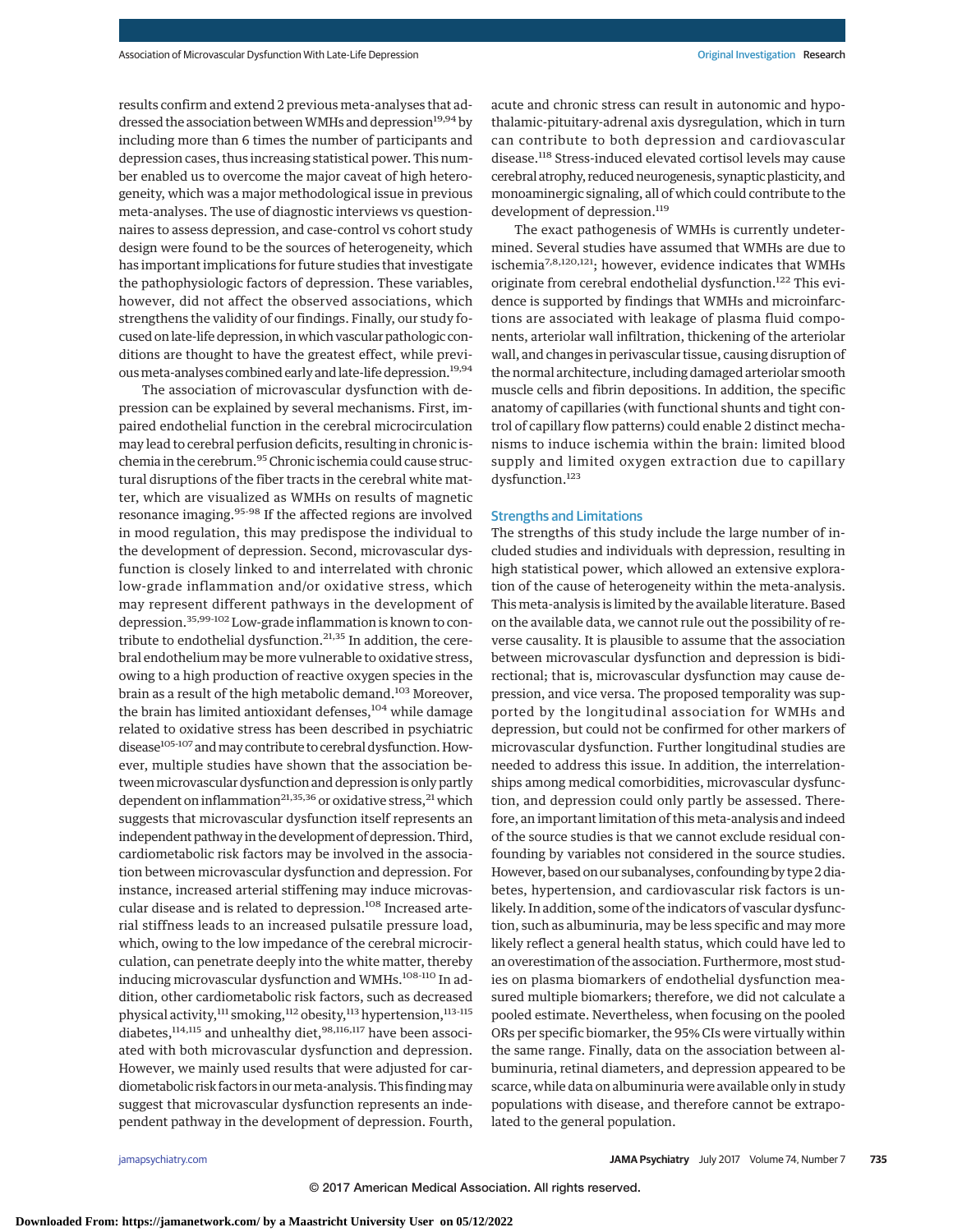results confirm and extend 2 previous meta-analyses that addressed the association between WMHs and depression[19,94] by including more than 6 times the number of participants and depression cases, thus increasing statistical power. This number enabled us to overcome the major caveat of high heterogeneity, which was a major methodological issue in previous meta-analyses. The use of diagnostic interviews vs questionnaires to assess depression, and case-control vs cohort study design were found to be the sources of heterogeneity, which has important implications for future studies that investigate the pathophysiologic factors of depression. These variables, however, did not affect the observed associations, which strengthens the validity of our findings. Finally, our study focused on late-life depression, in which vascular pathologic conditions are thought to have the greatest effect, while previous meta-analyses combined early and late-life depression.[19,94]

The association of microvascular dysfunction with depression can be explained by several mechanisms. First, impaired endothelial function in the cerebral microcirculation may lead to cerebral perfusion deficits, resulting in chronic ischemia in the cerebrum.[95] Chronic ischemia could cause structural disruptions of the fiber tracts in the cerebral white matter, which are visualized as WMHs on results of magnetic resonance imaging.[95-98] If the affected regions are involved in mood regulation, this may predispose the individual to the development of depression. Second, microvascular dysfunction is closely linked to and interrelated with chronic low-grade inflammation and/or oxidative stress, which may represent different pathways in the development of depression.[35,99-102] Low-grade inflammation is known to contribute to endothelial dysfunction.[21,35] In addition, the cerebral endothelium may be more vulnerable to oxidative stress, owing to a high production of reactive oxygen species in the brain as a result of the high metabolic demand.[103] Moreover, the brain has limited antioxidant defenses,[104] while damage related to oxidative stress has been described in psychiatric disease[105-107] and may contribute to cerebral dysfunction. However, multiple studies have shown that the association between microvascular dysfunction and depression is only partly dependent on inflammation[21,35,36] or oxidative stress,[21] which suggests that microvascular dysfunction itself represents an independent pathway in the development of depression. Third, cardiometabolic risk factors may be involved in the association between microvascular dysfunction and depression. For instance, increased arterial stiffening may induce microvascular disease and is related to depression.[108] Increased arterial stiffness leads to an increased pulsatile pressure load, which, owing to the low impedance of the cerebral microcirculation, can penetrate deeply into the white matter, thereby inducing microvascular dysfunction and WMHs.[108-110] In addition, other cardiometabolic risk factors, such as decreased physical activity,[111] smoking,[112] obesity,[113] hypertension,[113-115] diabetes,[114,115] and unhealthy diet,[98,116,117] have been associated with both microvascular dysfunction and depression. However, we mainly used results that were adjusted for cardiometabolic risk factors in our meta-analysis. This finding may suggest that microvascular dysfunction represents an independent pathway in the development of depression. Fourth, acute and chronic stress can result in autonomic and hypothalamic-pituitary-adrenal axis dysregulation, which in turn can contribute to both depression and cardiovascular disease.[118] Stress-induced elevated cortisol levels may cause cerebral atrophy, reduced neurogenesis, synaptic plasticity, and monoaminergic signaling, all of which could contribute to the development of depression.[119]

The exact pathogenesis of WMHs is currently undetermined. Several studies have assumed that WMHs are due to ischemia[7,8,120,121]; however, evidence indicates that WMHs originate from cerebral endothelial dysfunction.[122] This evidence is supported by findings that WMHs and microinfarctions are associated with leakage of plasma fluid components, arteriolar wall infiltration, thickening of the arteriolar wall, and changes in perivascular tissue, causing disruption of the normal architecture, including damaged arteriolar smooth muscle cells and fibrin depositions. In addition, the specific anatomy of capillaries (with functional shunts and tight control of capillary flow patterns) could enable 2 distinct mechanisms to induce ischemia within the brain: limited blood supply and limited oxygen extraction due to capillary dysfunction.[123]

### Strengths and Limitations

The strengths of this study include the large number of included studies and individuals with depression, resulting in high statistical power, which allowed an extensive exploration of the cause of heterogeneity within the meta-analysis. This meta-analysis is limited by the available literature. Based on the available data, we cannot rule out the possibility of reverse causality. It is plausible to assume that the association between microvascular dysfunction and depression is bidirectional; that is, microvascular dysfunction may cause depression, and vice versa. The proposed temporality was supported by the longitudinal association for WMHs and depression, but could not be confirmed for other markers of microvascular dysfunction. Further longitudinal studies are needed to address this issue. In addition, the interrelationships among medical comorbidities, microvascular dysfunction, and depression could only partly be assessed. Therefore, an important limitation of this meta-analysis and indeed of the source studies is that we cannot exclude residual confounding by variables not considered in the source studies. However, based on our subanalyses, confounding by type 2 diabetes, hypertension, and cardiovascular risk factors is unlikely. In addition, some of the indicators of vascular dysfunction, such as albuminuria, may be less specific and may more likely reflect a general health status, which could have led to an overestimation of the association. Furthermore, most studies on plasma biomarkers of endothelial dysfunction measured multiple biomarkers; therefore, we did not calculate a pooled estimate. Nevertheless, when focusing on the pooled ORs per specific biomarker, the 95% CIs were virtually within the same range. Finally, data on the association between albuminuria, retinal diameters, and depression appeared to be scarce, while data on albuminuria were available only in study populations with disease, and therefore cannot be extrapolated to the general population.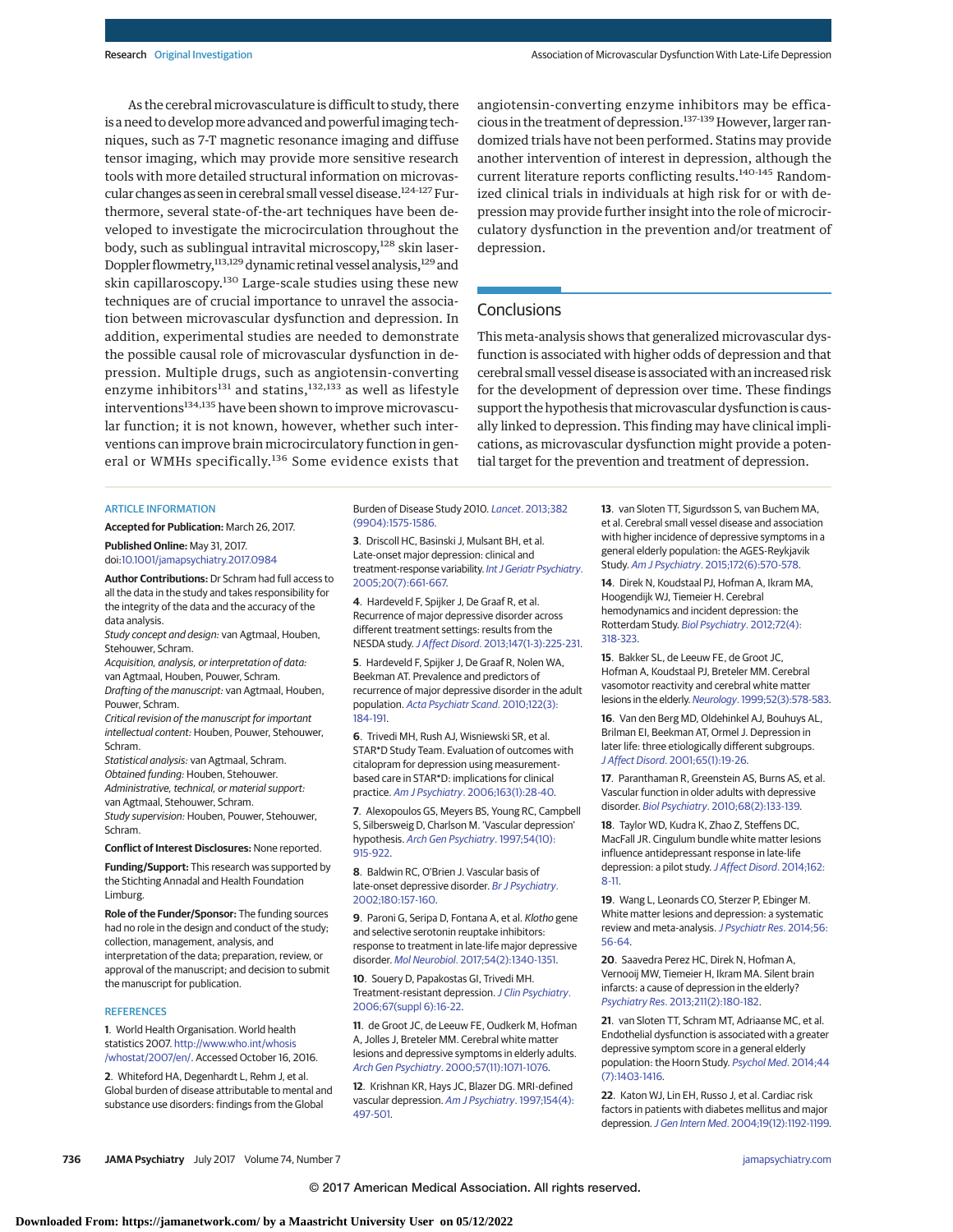As the cerebral microvasculature is difficult to study, there is a need to develop more advanced and powerful imaging techniques, such as 7-T magnetic resonance imaging and diffuse tensor imaging, which may provide more sensitive research tools with more detailed structural information on microvascular changes as seen in cerebral small vessel disease.[124-127] Furthermore, several state-of-the-art techniques have been developed to investigate the microcirculation throughout the body, such as sublingual intravital microscopy,[128] skin laser-Doppler flowmetry,[113,129] dynamic retinal vessel analysis,[129] and skin capillaroscopy.[130] Large-scale studies using these new techniques are of crucial importance to unravel the association between microvascular dysfunction and depression. In addition, experimental studies are needed to demonstrate the possible causal role of microvascular dysfunction in depression. Multiple drugs, such as angiotensin-converting enzyme inhibitors[131] and statins,[132,133] as well as lifestyle interventions[134,135] have been shown to improve microvascular function; it is not known, however, whether such interventions can improve brain microcirculatory function in general or WMHs specifically.[136] Some evidence exists that angiotensin-converting enzyme inhibitors may be efficacious in the treatment of depression.[137-139] However, larger randomized trials have not been performed. Statins may provide another intervention of interest in depression, although the current literature reports conflicting results.[140-145] Randomized clinical trials in individuals at high risk for or with depression may provide further insight into the role of microcirculatory dysfunction in the prevention and/or treatment of depression.

## Conclusions

This meta-analysis shows that generalized microvascular dysfunction is associated with higher odds of depression and that cerebral small vessel disease is associated with an increased risk for the development of depression over time. These findings support the hypothesis that microvascular dysfunction is causally linked to depression. This finding may have clinical implications, as microvascular dysfunction might provide a potential target for the prevention and treatment of depression.

### ARTICLE INFORMATION

**Accepted for Publication:** March 26, 2017.

**Published Online:** May 31, 2017. doi:10.1001/jamapsychiatry.2017.0984

**Author Contributions:** Dr Schram had full access to all the data in the study and takes responsibility for the integrity of the data and the accuracy of the data analysis.
*Study concept and design:* van Agtmaal, Houben, Stehouwer, Schram.
*Acquisition, analysis, or interpretation of data:* van Agtmaal, Houben, Pouwer, Schram.
*Drafting of the manuscript:* van Agtmaal, Houben, Pouwer, Schram.
*Critical revision of the manuscript for important intellectual content:* Houben, Pouwer, Stehouwer, Schram.
*Statistical analysis:* van Agtmaal, Schram.
*Obtained funding:* Houben, Stehouwer.
*Administrative, technical, or material support:* van Agtmaal, Stehouwer, Schram.
*Study supervision:* Houben, Pouwer, Stehouwer, Schram.

**Conflict of Interest Disclosures:** None reported.

**Funding/Support:** This research was supported by the Stichting Annadal and Health Foundation Limburg.

**Role of the Funder/Sponsor:** The funding sources had no role in the design and conduct of the study; collection, management, analysis, and interpretation of the data; preparation, review, or approval of the manuscript; and decision to submit the manuscript for publication.

### REFERENCES

1. World Health Organisation. World health statistics 2007. http://www.who.int/whosis/whostat/2007/en/. Accessed October 16, 2016.

2. Whiteford HA, Degenhardt L, Rehm J, et al. Global burden of disease attributable to mental and substance use disorders: findings from the Global Burden of Disease Study 2010. *Lancet*. 2013;382(9904):1575-1586.

3. Driscoll HC, Basinski J, Mulsant BH, et al. Late-onset major depression: clinical and treatment-response variability. *Int J Geriatr Psychiatry*. 2005;20(7):661-667.

4. Hardeveld F, Spijker J, De Graaf R, et al. Recurrence of major depressive disorder across different treatment settings: results from the NESDA study. *J Affect Disord*. 2013;147(1-3):225-231.

5. Hardeveld F, Spijker J, De Graaf R, Nolen WA, Beekman AT. Prevalence and predictors of recurrence of major depressive disorder in the adult population. *Acta Psychiatr Scand*. 2010;122(3):184-191.

6. Trivedi MH, Rush AJ, Wisniewski SR, et al. STAR*D Study Team. Evaluation of outcomes with citalopram for depression using measurement-based care in STAR*D: implications for clinical practice. *Am J Psychiatry*. 2006;163(1):28-40.

7. Alexopoulos GS, Meyers BS, Young RC, Campbell S, Silbersweig D, Charlson M. 'Vascular depression' hypothesis. *Arch Gen Psychiatry*. 1997;54(10):915-922.

8. Baldwin RC, O'Brien J. Vascular basis of late-onset depressive disorder. *Br J Psychiatry*. 2002;180:157-160.

9. Paroni G, Seripa D, Fontana A, et al. *Klotho* gene and selective serotonin reuptake inhibitors: response to treatment in late-life major depressive disorder. *Mol Neurobiol*. 2017;54(2):1340-1351.

10. Souery D, Papakostas GI, Trivedi MH. Treatment-resistant depression. *J Clin Psychiatry*. 2006;67(suppl 6):16-22.

11. de Groot JC, de Leeuw FE, Oudkerk M, Hofman A, Jolles J, Breteler MM. Cerebral white matter lesions and depressive symptoms in elderly adults. *Arch Gen Psychiatry*. 2000;57(11):1071-1076.

12. Krishnan KR, Hays JC, Blazer DG. MRI-defined vascular depression. *Am J Psychiatry*. 1997;154(4):497-501.

13. van Sloten TT, Sigurdsson S, van Buchem MA, et al. Cerebral small vessel disease and association with higher incidence of depressive symptoms in a general elderly population: the AGES-Reykjavik Study. *Am J Psychiatry*. 2015;172(6):570-578.

14. Direk N, Koudstaal PJ, Hofman A, Ikram MA, Hoogendijk WJ, Tiemeier H. Cerebral hemodynamics and incident depression: the Rotterdam Study. *Biol Psychiatry*. 2012;72(4):318-323.

15. Bakker SL, de Leeuw FE, de Groot JC, Hofman A, Koudstaal PJ, Breteler MM. Cerebral vasomotor reactivity and cerebral white matter lesions in the elderly. *Neurology*. 1999;52(3):578-583.

16. Van den Berg MD, Oldehinkel AJ, Bouhuys AL, Brilman EI, Beekman AT, Ormel J. Depression in later life: three etiologically different subgroups. *J Affect Disord*. 2001;65(1):19-26.

17. Paranthaman R, Greenstein AS, Burns AS, et al. Vascular function in older adults with depressive disorder. *Biol Psychiatry*. 2010;68(2):133-139.

18. Taylor WD, Kudra K, Zhao Z, Steffens DC, MacFall JR. Cingulum bundle white matter lesions influence antidepressant response in late-life depression: a pilot study. *J Affect Disord*. 2014;162:8-11.

19. Wang L, Leonards CO, Sterzer P, Ebinger M. White matter lesions and depression: a systematic review and meta-analysis. *J Psychiatr Res*. 2014;56:56-64.

20. Saavedra Perez HC, Direk N, Hofman A, Vernooij MW, Tiemeier H, Ikram MA. Silent brain infarcts: a cause of depression in the elderly? *Psychiatry Res*. 2013;211(2):180-182.

21. van Sloten TT, Schram MT, Adriaanse MC, et al. Endothelial dysfunction is associated with a greater depressive symptom score in a general elderly population: the Hoorn Study. *Psychol Med*. 2014;44(7):1403-1416.

22. Katon WJ, Lin EH, Russo J, et al. Cardiac risk factors in patients with diabetes mellitus and major depression. *J Gen Intern Med*. 2004;19(12):1192-1199.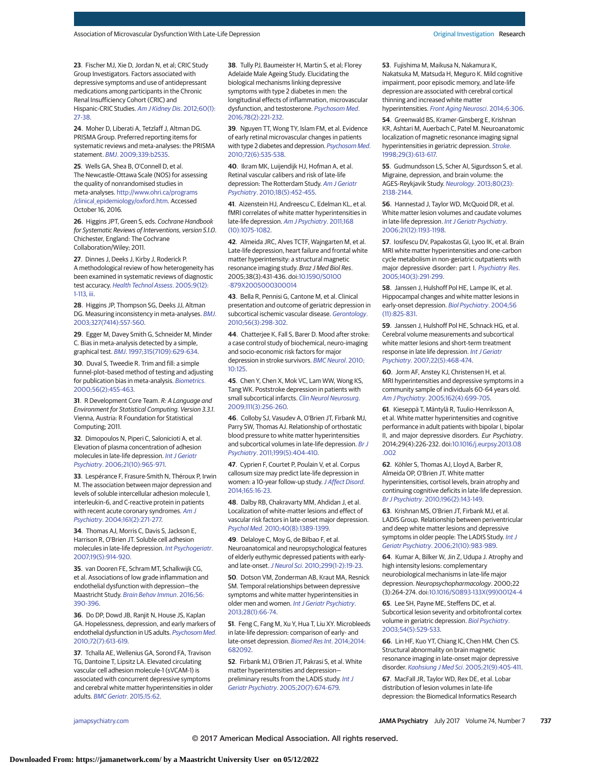23. Fischer MJ, Xie D, Jordan N, et al; CRIC Study Group Investigators. Factors associated with depressive symptoms and use of antidepressant medications among participants in the Chronic Renal Insufficiency Cohort (CRIC) and Hispanic-CRIC Studies. *Am J Kidney Dis*. 2012;60(1):27-38.

24. Moher D, Liberati A, Tetzlaff J, Altman DG. PRISMA Group. Preferred reporting items for systematic reviews and meta-analyses: the PRISMA statement. *BMJ*. 2009;339:b2535.

25. Wells GA, Shea B, O'Connell D, et al. The Newcastle-Ottawa Scale (NOS) for assessing the quality of nonrandomised studies in meta-analyses. http://www.ohri.ca/programs/clinical_epidemiology/oxford.htm. Accessed October 16, 2016.

26. Higgins JPT, Green S, eds. *Cochrane Handbook for Systematic Reviews of Interventions, version 5.1.0*. Chichester, England: The Cochrane Collaboration/Wiley; 2011.

27. Dinnes J, Deeks J, Kirby J, Roderick P. A methodological review of how heterogeneity has been examined in systematic reviews of diagnostic test accuracy. *Health Technol Assess*. 2005;9(12):1-113, iii.

28. Higgins JP, Thompson SG, Deeks JJ, Altman DG. Measuring inconsistency in meta-analyses. *BMJ*. 2003;327(7414):557-560.

29. Egger M, Davey Smith G, Schneider M, Minder C. Bias in meta-analysis detected by a simple, graphical test. *BMJ*. 1997;315(7109):629-634.

30. Duval S, Tweedie R. Trim and fill: a simple funnel-plot-based method of testing and adjusting for publication bias in meta-analysis. *Biometrics*. 2000;56(2):455-463.

31. R Development Core Team. *R: A Language and Environment for Statistical Computing. Version 3.3.1*. Vienna, Austria: R Foundation for Statistical Computing; 2011.

32. Dimopoulos N, Piperi C, Salonicioti A, et al. Elevation of plasma concentration of adhesion molecules in late-life depression. *Int J Geriatr Psychiatry*. 2006;21(10):965-971.

33. Lespérance F, Frasure-Smith N, Théroux P, Irwin M. The association between major depression and levels of soluble intercellular adhesion molecule 1, interleukin-6, and C-reactive protein in patients with recent acute coronary syndromes. *Am J Psychiatry*. 2004;161(2):271-277.

34. Thomas AJ, Morris C, Davis S, Jackson E, Harrison R, O'Brien JT. Soluble cell adhesion molecules in late-life depression. *Int Psychogeriatr*. 2007;19(5):914-920.

35. van Dooren FE, Schram MT, Schalkwijk CG, et al. Associations of low grade inflammation and endothelial dysfunction with depression—the Maastricht Study. *Brain Behav Immun*. 2016;56:390-396.

36. Do DP, Dowd JB, Ranjit N, House JS, Kaplan GA. Hopelessness, depression, and early markers of endothelial dysfunction in US adults. *Psychosom Med*. 2010;72(7):613-619.

37. Tchalla AE, Wellenius GA, Sorond FA, Travison TG, Dantoine T, Lipsitz LA. Elevated circulating vascular cell adhesion molecule-1 (sVCAM-1) is associated with concurrent depressive symptoms and cerebral white matter hyperintensities in older adults. *BMC Geriatr*. 2015;15:62.

38. Tully PJ, Baumeister H, Martin S, et al; Florey Adelaide Male Ageing Study. Elucidating the biological mechanisms linking depressive symptoms with type 2 diabetes in men: the longitudinal effects of inflammation, microvascular dysfunction, and testosterone. *Psychosom Med*. 2016;78(2):221-232.

39. Nguyen TT, Wong TY, Islam FM, et al. Evidence of early retinal microvascular changes in patients with type 2 diabetes and depression. *Psychosom Med*. 2010;72(6):535-538.

40. Ikram MK, Luijendijk HJ, Hofman A, et al. Retinal vascular calibers and risk of late-life depression: The Rotterdam Study. *Am J Geriatr Psychiatry*. 2010;18(5):452-455.

41. Aizenstein HJ, Andreescu C, Edelman KL, et al. fMRI correlates of white matter hyperintensities in late-life depression. *Am J Psychiatry*. 2011;168(10):1075-1082.

42. Almeida JRC, Alves TCTF, Wajngarten M, et al. Late-life depression, heart failure and frontal white matter hyperintensity: a structural magnetic resonance imaging study. *Braz J Med Biol Res*. 2005;38(3):431-436. doi:10.1590/S0100-879X2005000300014

43. Bella R, Pennisi G, Cantone M, et al. Clinical presentation and outcome of geriatric depression in subcortical ischemic vascular disease. *Gerontology*. 2010;56(3):298-302.

44. Chatterjee K, Fall S, Barer D. Mood after stroke: a case control study of biochemical, neuro-imaging and socio-economic risk factors for major depression in stroke survivors. *BMC Neurol*. 2010;10:125.

45. Chen Y, Chen X, Mok VC, Lam WW, Wong KS, Tang WK. Poststroke depression in patients with small subcortical infarcts. *Clin Neurol Neurosurg*. 2009;111(3):256-260.

46. Colloby SJ, Vasudev A, O'Brien JT, Firbank MJ, Parry SW, Thomas AJ. Relationship of orthostatic blood pressure to white matter hyperintensities and subcortical volumes in late-life depression. *Br J Psychiatry*. 2011;199(5):404-410.

47. Cyprien F, Courtet P, Poulain V, et al. Corpus callosum size may predict late-life depression in women: a 10-year follow-up study. *J Affect Disord*. 2014;165:16-23.

48. Dalby RB, Chakravarty MM, Ahdidan J, et al. Localization of white-matter lesions and effect of vascular risk factors in late-onset major depression. *Psychol Med*. 2010;40(8):1389-1399.

49. Delaloye C, Moy G, de Bilbao F, et al. Neuroanatomical and neuropsychological features of elderly euthymic depressed patients with early- and late-onset. *J Neurol Sci*. 2010;299(1-2):19-23.

50. Dotson VM, Zonderman AB, Kraut MA, Resnick SM. Temporal relationships between depressive symptoms and white matter hyperintensities in older men and women. *Int J Geriatr Psychiatry*. 2013;28(1):66-74.

51. Feng C, Fang M, Xu Y, Hua T, Liu XY. Microbleeds in late-life depression: comparison of early- and late-onset depression. *Biomed Res Int*. 2014;2014:682092.

52. Firbank MJ, O'Brien JT, Pakrasi S, et al. White matter hyperintensities and depression—preliminary results from the LADIS study. *Int J Geriatr Psychiatry*. 2005;20(7):674-679.

53. Fujishima M, Maikusa N, Nakamura K, Nakatsuka M, Matsuda H, Meguro K. Mild cognitive impairment, poor episodic memory, and late-life depression are associated with cerebral cortical thinning and increased white matter hyperintensities. *Front Aging Neurosci*. 2014;6:306.

54. Greenwald BS, Kramer-Ginsberg E, Krishnan KR, Ashtari M, Auerbach C, Patel M. Neuroanatomic localization of magnetic resonance imaging signal hyperintensities in geriatric depression. *Stroke*. 1998;29(3):613-617.

55. Gudmundsson LS, Scher AI, Sigurdsson S, et al. Migraine, depression, and brain volume: the AGES-Reykjavik Study. *Neurology*. 2013;80(23):2138-2144.

56. Hannestad J, Taylor WD, McQuoid DR, et al. White matter lesion volumes and caudate volumes in late-life depression. *Int J Geriatr Psychiatry*. 2006;21(12):1193-1198.

57. Iosifescu DV, Papakostas GI, Lyoo IK, et al. Brain MRI white matter hyperintensities and one-carbon cycle metabolism in non-geriatric outpatients with major depressive disorder: part I. *Psychiatry Res*. 2005;140(3):291-299.

58. Janssen J, Hulshoff Pol HE, Lampe IK, et al. Hippocampal changes and white matter lesions in early-onset depression. *Biol Psychiatry*. 2004;56(11):825-831.

59. Janssen J, Hulshoff Pol HE, Schnack HG, et al. Cerebral volume measurements and subcortical white matter lesions and short-term treatment response in late life depression. *Int J Geriatr Psychiatry*. 2007;22(5):468-474.

60. Jorm AF, Anstey KJ, Christensen H, et al. MRI hyperintensities and depressive symptoms in a community sample of individuals 60-64 years old. *Am J Psychiatry*. 2005;162(4):699-705.

61. Kieseppä T, Mäntylä R, Tuulio-Henriksson A, et al. White matter hyperintensities and cognitive performance in adult patients with bipolar I, bipolar II, and major depressive disorders. *Eur Psychiatry*. 2014;29(4):226-232. doi:10.1016/j.eurpsy.2013.08.002

62. Köhler S, Thomas AJ, Lloyd A, Barber R, Almeida OP, O'Brien JT. White matter hyperintensities, cortisol levels, brain atrophy and continuing cognitive deficits in late-life depression. *Br J Psychiatry*. 2010;196(2):143-149.

63. Krishnan MS, O'Brien JT, Firbank MJ, et al. LADIS Group. Relationship between periventricular and deep white matter lesions and depressive symptoms in older people: The LADIS Study. *Int J Geriatr Psychiatry*. 2006;21(10):983-989.

64. Kumar A, Bilker W, Jin Z, Udupa J. Atrophy and high intensity lesions: complementary neurobiological mechanisms in late-life major depression. *Neuropsychopharmacology*. 2000;22(3):264-274. doi:10.1016/S0893-133X(99)00124-4

65. Lee SH, Payne ME, Steffens DC, et al. Subcortical lesion severity and orbitofrontal cortex volume in geriatric depression. *Biol Psychiatry*. 2003;54(5):529-533.

66. Lin HF, Kuo YT, Chiang IC, Chen HM, Chen CS. Structural abnormality on brain magnetic resonance imaging in late-onset major depressive disorder. *Kaohsiung J Med Sci*. 2005;21(9):405-411.

67. MacFall JR, Taylor WD, Rex DE, et al. Lobar distribution of lesion volumes in late-life depression: the Biomedical Informatics Research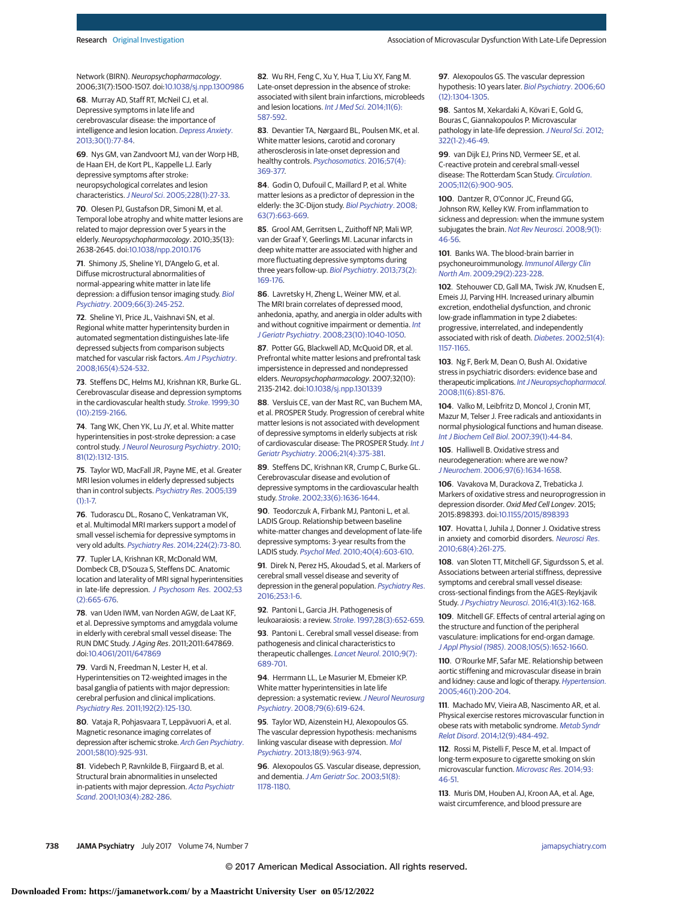Network (BIRN). *Neuropsychopharmacology*. 2006;31(7):1500-1507. doi:10.1038/sj.npp.1300986

68. Murray AD, Staff RT, McNeil CJ, et al. Depressive symptoms in late life and cerebrovascular disease: the importance of intelligence and lesion location. *Depress Anxiety*. 2013;30(1):77-84.

69. Nys GM, van Zandvoort MJ, van der Worp HB, de Haan EH, de Kort PL, Kappelle LJ. Early depressive symptoms after stroke: neuropsychological correlates and lesion characteristics. *J Neurol Sci*. 2005;228(1):27-33.

70. Olesen PJ, Gustafson DR, Simoni M, et al. Temporal lobe atrophy and white matter lesions are related to major depression over 5 years in the elderly. *Neuropsychopharmacology*. 2010;35(13):2638-2645. doi:10.1038/npp.2010.176

71. Shimony JS, Sheline YI, D'Angelo G, et al. Diffuse microstructural abnormalities of normal-appearing white matter in late life depression: a diffusion tensor imaging study. *Biol Psychiatry*. 2009;66(3):245-252.

72. Sheline YI, Price JL, Vaishnavi SN, et al. Regional white matter hyperintensity burden in automated segmentation distinguishes late-life depressed subjects from comparison subjects matched for vascular risk factors. *Am J Psychiatry*. 2008;165(4):524-532.

73. Steffens DC, Helms MJ, Krishnan KR, Burke GL. Cerebrovascular disease and depression symptoms in the cardiovascular health study. *Stroke*. 1999;30(10):2159-2166.

74. Tang WK, Chen YK, Lu JY, et al. White matter hyperintensities in post-stroke depression: a case control study. *J Neurol Neurosurg Psychiatry*. 2010;81(12):1312-1315.

75. Taylor WD, MacFall JR, Payne ME, et al. Greater MRI lesion volumes in elderly depressed subjects than in control subjects. *Psychiatry Res*. 2005;139(1):1-7.

76. Tudorascu DL, Rosano C, Venkatraman VK, et al. Multimodal MRI markers support a model of small vessel ischemia for depressive symptoms in very old adults. *Psychiatry Res*. 2014;224(2):73-80.

77. Tupler LA, Krishnan KR, McDonald WM, Dombeck CB, D'Souza S, Steffens DC. Anatomic location and laterality of MRI signal hyperintensities in late-life depression. *J Psychosom Res*. 2002;53(2):665-676.

78. van Uden IWM, van Norden AGW, de Laat KF, et al. Depressive symptoms and amygdala volume in elderly with cerebral small vessel disease: The RUN DMC Study. *J Aging Res*. 2011;2011:647869. doi:10.4061/2011/647869

79. Vardi N, Freedman N, Lester H, et al. Hyperintensities on T2-weighted images in the basal ganglia of patients with major depression: cerebral perfusion and clinical implications. *Psychiatry Res*. 2011;192(2):125-130.

80. Vataja R, Pohjasvaara T, Leppävuori A, et al. Magnetic resonance imaging correlates of depression after ischemic stroke. *Arch Gen Psychiatry*. 2001;58(10):925-931.

81. Videbech P, Ravnkilde B, Fiirgaard B, et al. Structural brain abnormalities in unselected in-patients with major depression. *Acta Psychiatr Scand*. 2001;103(4):282-286.

82. Wu RH, Feng C, Xu Y, Hua T, Liu XY, Fang M. Late-onset depression in the absence of stroke: associated with silent brain infarctions, microbleeds and lesion locations. *Int J Med Sci*. 2014;11(6):587-592.

83. Devantier TA, Nørgaard BL, Poulsen MK, et al. White matter lesions, carotid and coronary atherosclerosis in late-onset depression and healthy controls. *Psychosomatics*. 2016;57(4):369-377.

84. Godin O, Dufouil C, Maillard P, et al. White matter lesions as a predictor of depression in the elderly: the 3C-Dijon study. *Biol Psychiatry*. 2008;63(7):663-669.

85. Grool AM, Gerritsen L, Zuithoff NP, Mali WP, van der Graaf Y, Geerlings MI. Lacunar infarcts in deep white matter are associated with higher and more fluctuating depressive symptoms during three years follow-up. *Biol Psychiatry*. 2013;73(2):169-176.

86. Lavretsky H, Zheng L, Weiner MW, et al. The MRI brain correlates of depressed mood, anhedonia, apathy, and anergia in older adults with and without cognitive impairment or dementia. *Int J Geriatr Psychiatry*. 2008;23(10):1040-1050.

87. Potter GG, Blackwell AD, McQuoid DR, et al. Prefrontal white matter lesions and prefrontal task impersistence in depressed and nondepressed elders. *Neuropsychopharmacology*. 2007;32(10):2135-2142. doi:10.1038/sj.npp.1301339

88. Versluis CE, van der Mast RC, van Buchem MA, et al. PROSPER Study. Progression of cerebral white matter lesions is not associated with development of depressive symptoms in elderly subjects at risk of cardiovascular disease: The PROSPER Study. *Int J Geriatr Psychiatry*. 2006;21(4):375-381.

89. Steffens DC, Krishnan KR, Crump C, Burke GL. Cerebrovascular disease and evolution of depressive symptoms in the cardiovascular health study. *Stroke*. 2002;33(6):1636-1644.

90. Teodorczuk A, Firbank MJ, Pantoni L, et al. LADIS Group. Relationship between baseline white-matter changes and development of late-life depressive symptoms: 3-year results from the LADIS study. *Psychol Med*. 2010;40(4):603-610.

91. Direk N, Perez HS, Akoudad S, et al. Markers of cerebral small vessel disease and severity of depression in the general population. *Psychiatry Res*. 2016;253:1-6.

92. Pantoni L, Garcia JH. Pathogenesis of leukoaraiosis: a review. *Stroke*. 1997;28(3):652-659.

93. Pantoni L. Cerebral small vessel disease: from pathogenesis and clinical characteristics to therapeutic challenges. *Lancet Neurol*. 2010;9(7):689-701.

94. Herrmann LL, Le Masurier M, Ebmeier KP. White matter hyperintensities in late life depression: a systematic review. *J Neurol Neurosurg Psychiatry*. 2008;79(6):619-624.

95. Taylor WD, Aizenstein HJ, Alexopoulos GS. The vascular depression hypothesis: mechanisms linking vascular disease with depression. *Mol Psychiatry*. 2013;18(9):963-974.

96. Alexopoulos GS. Vascular disease, depression, and dementia. *J Am Geriatr Soc*. 2003;51(8):1178-1180.

97. Alexopoulos GS. The vascular depression hypothesis: 10 years later. *Biol Psychiatry*. 2006;60(12):1304-1305.

98. Santos M, Xekardaki A, Kövari E, Gold G, Bouras C, Giannakopoulos P. Microvascular pathology in late-life depression. *J Neurol Sci*. 2012;322(1-2):46-49.

99. van Dijk EJ, Prins ND, Vermeer SE, et al. C-reactive protein and cerebral small-vessel disease: The Rotterdam Scan Study. *Circulation*. 2005;112(6):900-905.

100. Dantzer R, O'Connor JC, Freund GG, Johnson RW, Kelley KW. From inflammation to sickness and depression: when the immune system subjugates the brain. *Nat Rev Neurosci*. 2008;9(1):46-56.

101. Banks WA. The blood-brain barrier in psychoneuroimmunology. *Immunol Allergy Clin North Am*. 2009;29(2):223-228.

102. Stehouwer CD, Gall MA, Twisk JW, Knudsen E, Emeis JJ, Parving HH. Increased urinary albumin excretion, endothelial dysfunction, and chronic low-grade inflammation in type 2 diabetes: progressive, interrelated, and independently associated with risk of death. *Diabetes*. 2002;51(4):1157-1165.

103. Ng F, Berk M, Dean O, Bush AI. Oxidative stress in psychiatric disorders: evidence base and therapeutic implications. *Int J Neuropsychopharmacol*. 2008;11(6):851-876.

104. Valko M, Leibfritz D, Moncol J, Cronin MT, Mazur M, Telser J. Free radicals and antioxidants in normal physiological functions and human disease. *Int J Biochem Cell Biol*. 2007;39(1):44-84.

105. Halliwell B. Oxidative stress and neurodegeneration: where are we now? *J Neurochem*. 2006;97(6):1634-1658.

106. Vavakova M, Durackova Z, Trebaticka J. Markers of oxidative stress and neuroprogression in depression disorder. *Oxid Med Cell Longev*. 2015;2015:898393. doi:10.1155/2015/898393

107. Hovatta I, Juhila J, Donner J. Oxidative stress in anxiety and comorbid disorders. *Neurosci Res*. 2010;68(4):261-275.

108. van Sloten TT, Mitchell GF, Sigurdsson S, et al. Associations between arterial stiffness, depressive symptoms and cerebral small vessel disease: cross-sectional findings from the AGES-Reykjavik Study. *J Psychiatry Neurosci*. 2016;41(3):162-168.

109. Mitchell GF. Effects of central arterial aging on the structure and function of the peripheral vasculature: implications for end-organ damage. *J Appl Physiol (1985)*. 2008;105(5):1652-1660.

110. O'Rourke MF, Safar ME. Relationship between aortic stiffening and microvascular disease in brain and kidney: cause and logic of therapy. *Hypertension*. 2005;46(1):200-204.

111. Machado MV, Vieira AB, Nascimento AR, et al. Physical exercise restores microvascular function in obese rats with metabolic syndrome. *Metab Syndr Relat Disord*. 2014;12(9):484-492.

112. Rossi M, Pistelli F, Pesce M, et al. Impact of long-term exposure to cigarette smoking on skin microvascular function. *Microvasc Res*. 2014;93:46-51.

113. Muris DM, Houben AJ, Kroon AA, et al. Age, waist circumference, and blood pressure are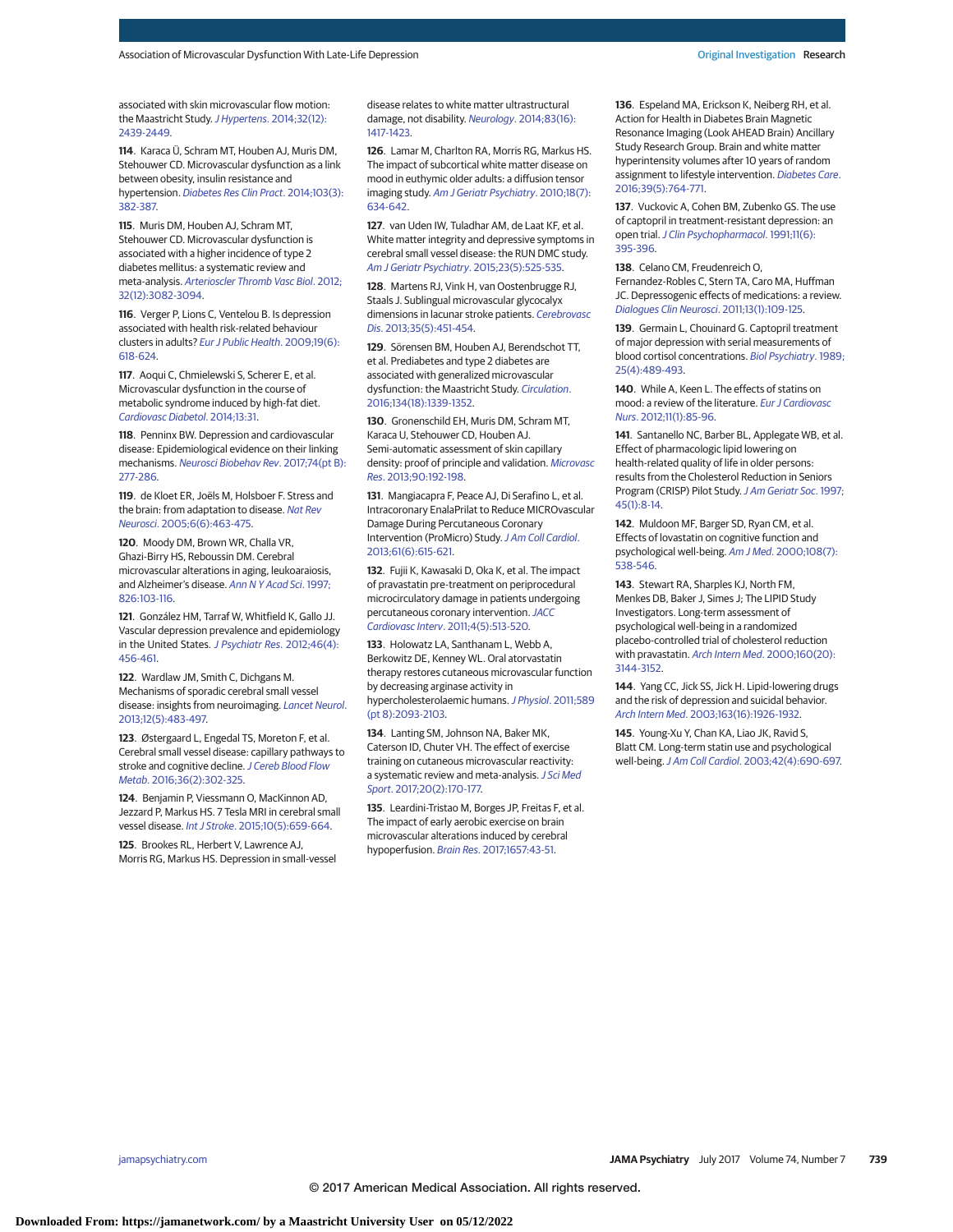associated with skin microvascular flow motion: the Maastricht Study. *J Hypertens*. 2014;32(12):2439-2449.

**114**. Karaca Ü, Schram MT, Houben AJ, Muris DM, Stehouwer CD. Microvascular dysfunction as a link between obesity, insulin resistance and hypertension. *Diabetes Res Clin Pract*. 2014;103(3):382-387.

**115**. Muris DM, Houben AJ, Schram MT, Stehouwer CD. Microvascular dysfunction is associated with a higher incidence of type 2 diabetes mellitus: a systematic review and meta-analysis. *Arterioscler Thromb Vasc Biol*. 2012;32(12):3082-3094.

**116**. Verger P, Lions C, Ventelou B. Is depression associated with health risk-related behaviour clusters in adults? *Eur J Public Health*. 2009;19(6):618-624.

**117**. Aoqui C, Chmielewski S, Scherer E, et al. Microvascular dysfunction in the course of metabolic syndrome induced by high-fat diet. *Cardiovasc Diabetol*. 2014;13:31.

**118**. Penninx BW. Depression and cardiovascular disease: Epidemiological evidence on their linking mechanisms. *Neurosci Biobehav Rev*. 2017;74(pt B):277-286.

**119**. de Kloet ER, Joëls M, Holsboer F. Stress and the brain: from adaptation to disease. *Nat Rev Neurosci*. 2005;6(6):463-475.

**120**. Moody DM, Brown WR, Challa VR, Ghazi-Birry HS, Reboussin DM. Cerebral microvascular alterations in aging, leukoaraiosis, and Alzheimer's disease. *Ann N Y Acad Sci*. 1997;826:103-116.

**121**. González HM, Tarraf W, Whitfield K, Gallo JJ. Vascular depression prevalence and epidemiology in the United States. *J Psychiatr Res*. 2012;46(4):456-461.

**122**. Wardlaw JM, Smith C, Dichgans M. Mechanisms of sporadic cerebral small vessel disease: insights from neuroimaging. *Lancet Neurol*. 2013;12(5):483-497.

**123**. Østergaard L, Engedal TS, Moreton F, et al. Cerebral small vessel disease: capillary pathways to stroke and cognitive decline. *J Cereb Blood Flow Metab*. 2016;36(2):302-325.

**124**. Benjamin P, Viessmann O, MacKinnon AD, Jezzard P, Markus HS. 7 Tesla MRI in cerebral small vessel disease. *Int J Stroke*. 2015;10(5):659-664.

**125**. Brookes RL, Herbert V, Lawrence AJ, Morris RG, Markus HS. Depression in small-vessel disease relates to white matter ultrastructural damage, not disability. *Neurology*. 2014;83(16):1417-1423.

**126**. Lamar M, Charlton RA, Morris RG, Markus HS. The impact of subcortical white matter disease on mood in euthymic older adults: a diffusion tensor imaging study. *Am J Geriatr Psychiatry*. 2010;18(7):634-642.

**127**. van Uden IW, Tuladhar AM, de Laat KF, et al. White matter integrity and depressive symptoms in cerebral small vessel disease: the RUN DMC study. *Am J Geriatr Psychiatry*. 2015;23(5):525-535.

**128**. Martens RJ, Vink H, van Oostenbrugge RJ, Staals J. Sublingual microvascular glycocalyx dimensions in lacunar stroke patients. *Cerebrovasc Dis*. 2013;35(5):451-454.

**129**. Sörensen BM, Houben AJ, Berendschot TT, et al. Prediabetes and type 2 diabetes are associated with generalized microvascular dysfunction: the Maastricht Study. *Circulation*. 2016;134(18):1339-1352.

**130**. Gronenschild EH, Muris DM, Schram MT, Karaca U, Stehouwer CD, Houben AJ. Semi-automatic assessment of skin capillary density: proof of principle and validation. *Microvasc Res*. 2013;90:192-198.

**131**. Mangiacapra F, Peace AJ, Di Serafino L, et al. Intracoronary EnalaPrilat to Reduce MICROvascular Damage During Percutaneous Coronary Intervention (ProMicro) Study. *J Am Coll Cardiol*. 2013;61(6):615-621.

**132**. Fujii K, Kawasaki D, Oka K, et al. The impact of pravastatin pre-treatment on periprocedural microcirculatory damage in patients undergoing percutaneous coronary intervention. *JACC Cardiovasc Interv*. 2011;4(5):513-520.

**133**. Holowatz LA, Santhanam L, Webb A, Berkowitz DE, Kenney WL. Oral atorvastatin therapy restores cutaneous microvascular function by decreasing arginase activity in hypercholesterolaemic humans. *J Physiol*. 2011;589(pt 8):2093-2103.

**134**. Lanting SM, Johnson NA, Baker MK, Caterson ID, Chuter VH. The effect of exercise training on cutaneous microvascular reactivity: a systematic review and meta-analysis. *J Sci Med Sport*. 2017;20(2):170-177.

**135**. Leardini-Tristao M, Borges JP, Freitas F, et al. The impact of early aerobic exercise on brain microvascular alterations induced by cerebral hypoperfusion. *Brain Res*. 2017;1657:43-51.

**136**. Espeland MA, Erickson K, Neiberg RH, et al. Action for Health in Diabetes Brain Magnetic Resonance Imaging (Look AHEAD Brain) Ancillary Study Research Group. Brain and white matter hyperintensity volumes after 10 years of random assignment to lifestyle intervention. *Diabetes Care*. 2016;39(5):764-771.

**137**. Vuckovic A, Cohen BM, Zubenko GS. The use of captopril in treatment-resistant depression: an open trial. *J Clin Psychopharmacol*. 1991;11(6):395-396.

**138**. Celano CM, Freudenreich O, Fernandez-Robles C, Stern TA, Caro MA, Huffman JC. Depressogenic effects of medications: a review. *Dialogues Clin Neurosci*. 2011;13(1):109-125.

**139**. Germain L, Chouinard G. Captopril treatment of major depression with serial measurements of blood cortisol concentrations. *Biol Psychiatry*. 1989;25(4):489-493.

**140**. While A, Keen L. The effects of statins on mood: a review of the literature. *Eur J Cardiovasc Nurs*. 2012;11(1):85-96.

**141**. Santanello NC, Barber BL, Applegate WB, et al. Effect of pharmacologic lipid lowering on health-related quality of life in older persons: results from the Cholesterol Reduction in Seniors Program (CRISP) Pilot Study. *J Am Geriatr Soc*. 1997;45(1):8-14.

**142**. Muldoon MF, Barger SD, Ryan CM, et al. Effects of lovastatin on cognitive function and psychological well-being. *Am J Med*. 2000;108(7):538-546.

**143**. Stewart RA, Sharples KJ, North FM, Menkes DB, Baker J, Simes J; The LIPID Study Investigators. Long-term assessment of psychological well-being in a randomized placebo-controlled trial of cholesterol reduction with pravastatin. *Arch Intern Med*. 2000;160(20):3144-3152.

**144**. Yang CC, Jick SS, Jick H. Lipid-lowering drugs and the risk of depression and suicidal behavior. *Arch Intern Med*. 2003;163(16):1926-1932.

**145**. Young-Xu Y, Chan KA, Liao JK, Ravid S, Blatt CM. Long-term statin use and psychological well-being. *J Am Coll Cardiol*. 2003;42(4):690-697.